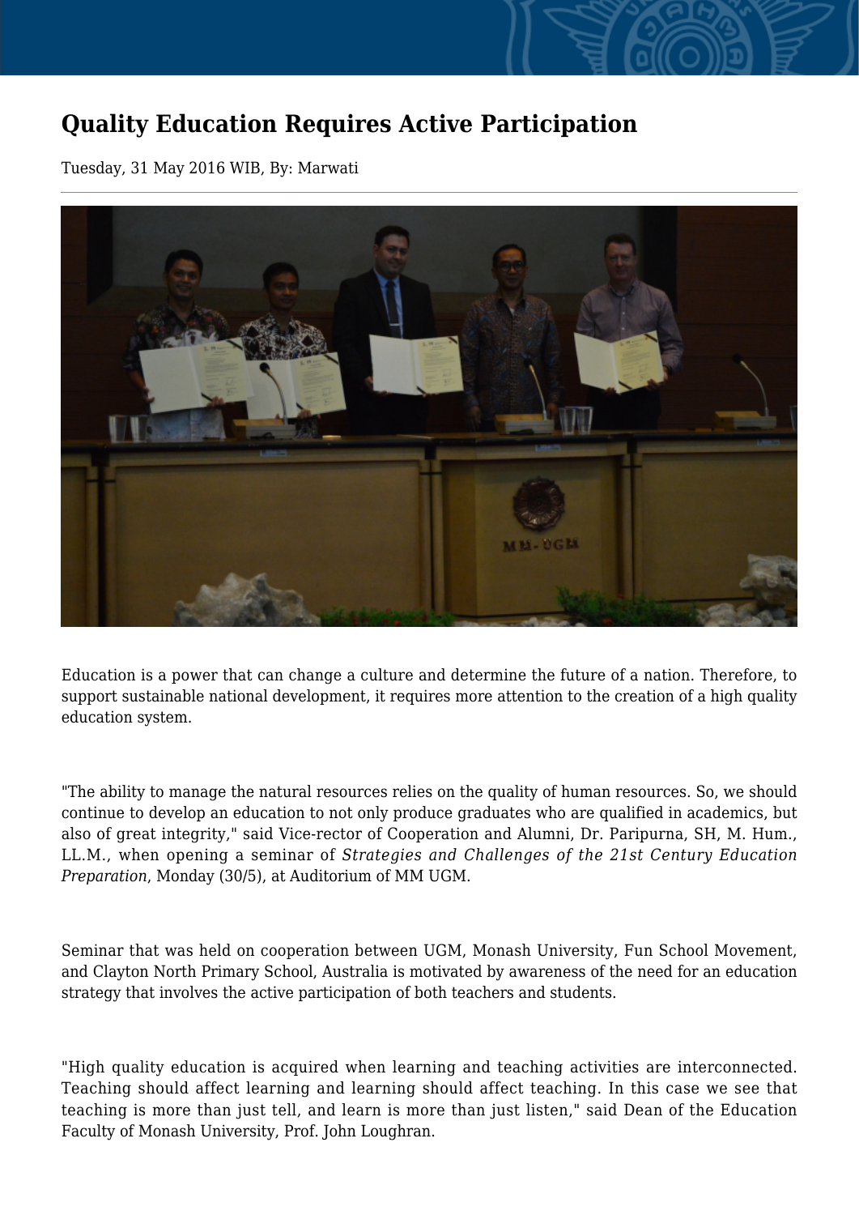# Quality Education Requires Active Participation

Tuesday, 31 May 2016 WIB, By: Marwati

Education is a power that can change a culture and determine the future of a nation. Therefore, to support sustainable national development, it requires more attention to the creation of a high quality education system.

"The ability to manage the natural resources relies on the quality of human resources. So, we should continue to develop an education to not only produce graduates who are qualified in academics, but also of great integrity," said Vice-rector of Cooperation and Alumni, Dr. Paripurna, SH, M. Hum., LL.M., when opening a seminar of *Strategies and Challenges of the 21st Century Education Preparation*, Monday (30/5), at Auditorium of MM UGM.

Seminar that was held on cooperation between UGM, Monash University, Fun School Movement, and Clayton North Primary School, Australia is motivated by awareness of the need for an education strategy that involves the active participation of both teachers and students.

"High quality education is acquired when learning and teaching activities are interconnected. Teaching should affect learning and learning should affect teaching. In this case we see that teaching is more than just tell, and learn is more than just listen," said Dean of the Education Faculty of Monash University, Prof. John Loughran.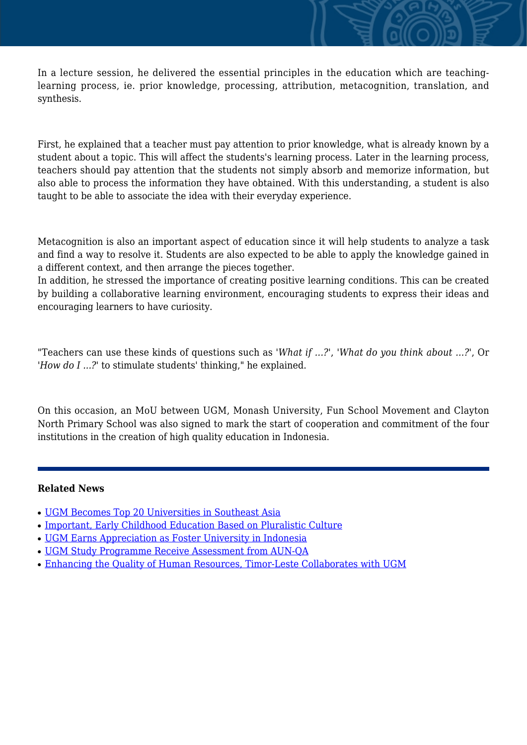In a lecture session, he delivered the essential principles in the education which are teaching-learning process, ie. prior knowledge, processing, attribution, metacognition, translation, and synthesis.

First, he explained that a teacher must pay attention to prior knowledge, what is already known by a student about a topic. This will affect the students's learning process. Later in the learning process, teachers should pay attention that the students not simply absorb and memorize information, but also able to process the information they have obtained. With this understanding, a student is also taught to be able to associate the idea with their everyday experience.

Metacognition is also an important aspect of education since it will help students to analyze a task and find a way to resolve it. Students are also expected to be able to apply the knowledge gained in a different context, and then arrange the pieces together.
In addition, he stressed the importance of creating positive learning conditions. This can be created by building a collaborative learning environment, encouraging students to express their ideas and encouraging learners to have curiosity.

"Teachers can use these kinds of questions such as '*What if ...?*', '*What do you think about ...?*', Or '*How do I ...?*' to stimulate students' thinking," he explained.

On this occasion, an MoU between UGM, Monash University, Fun School Movement and Clayton North Primary School was also signed to mark the start of cooperation and commitment of the four institutions in the creation of high quality education in Indonesia.

---

**Related News**

- UGM Becomes Top 20 Universities in Southeast Asia
- Important, Early Childhood Education Based on Pluralistic Culture
- UGM Earns Appreciation as Foster University in Indonesia
- UGM Study Programme Receive Assessment from AUN-QA
- Enhancing the Quality of Human Resources, Timor-Leste Collaborates with UGM